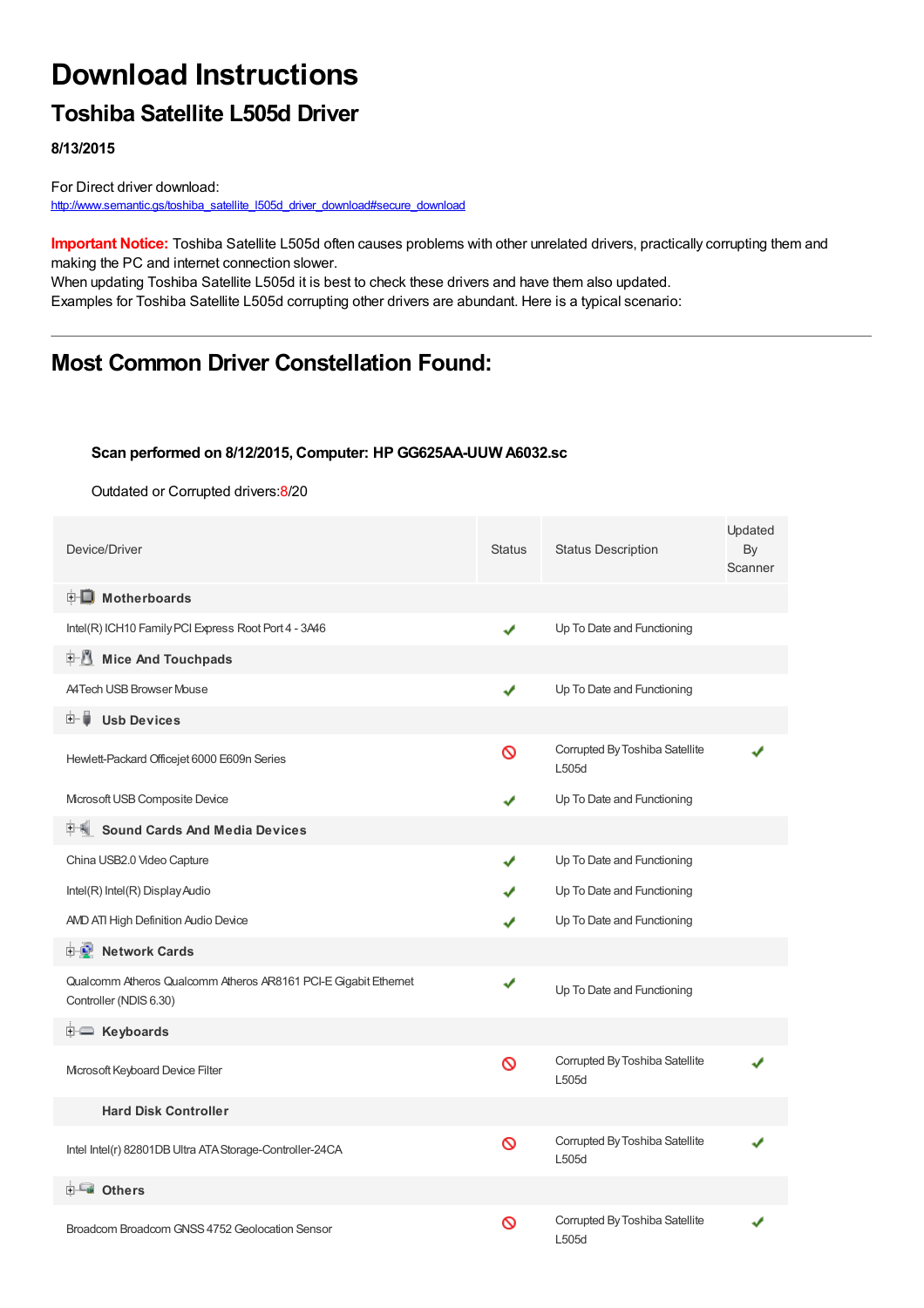# Download Instructions

## Toshiba Satellite L505d Driver

**8/13/2015**

For Direct driver download:
http://www.semantic.gs/toshiba_satellite_l505d_driver_download#secure_download

**Important Notice:** Toshiba Satellite L505d often causes problems with other unrelated drivers, practically corrupting them and making the PC and internet connection slower.
When updating Toshiba Satellite L505d it is best to check these drivers and have them also updated.
Examples for Toshiba Satellite L505d corrupting other drivers are abundant. Here is a typical scenario:

---

## Most Common Driver Constellation Found:

**Scan performed on 8/12/2015, Computer: HP GG625AA-UUW A6032.sc**

Outdated or Corrupted drivers:8/20

| Device/Driver | Status | Status Description | Updated By Scanner |
|---|---|---|---|
| **Motherboards** | | | |
| Intel(R) ICH10 Family PCI Express Root Port 4 - 3A46 | ✔ | Up To Date and Functioning | |
| **Mice And Touchpads** | | | |
| A4Tech USB Browser Mouse | ✔ | Up To Date and Functioning | |
| **Usb Devices** | | | |
| Hewlett-Packard Officejet 6000 E609n Series | 🚫 | Corrupted By Toshiba Satellite L505d | ✔ |
| Microsoft USB Composite Device | ✔ | Up To Date and Functioning | |
| **Sound Cards And Media Devices** | | | |
| China USB2.0 Video Capture | ✔ | Up To Date and Functioning | |
| Intel(R) Intel(R) Display Audio | ✔ | Up To Date and Functioning | |
| AMD ATI High Definition Audio Device | ✔ | Up To Date and Functioning | |
| **Network Cards** | | | |
| Qualcomm Atheros Qualcomm Atheros AR8161 PCI-E Gigabit Ethernet Controller (NDIS 6.30) | ✔ | Up To Date and Functioning | |
| **Keyboards** | | | |
| Microsoft Keyboard Device Filter | 🚫 | Corrupted By Toshiba Satellite L505d | ✔ |
| **Hard Disk Controller** | | | |
| Intel Intel(r) 82801DB Ultra ATA Storage-Controller-24CA | 🚫 | Corrupted By Toshiba Satellite L505d | ✔ |
| **Others** | | | |
| Broadcom Broadcom GNSS 4752 Geolocation Sensor | 🚫 | Corrupted By Toshiba Satellite L505d | ✔ |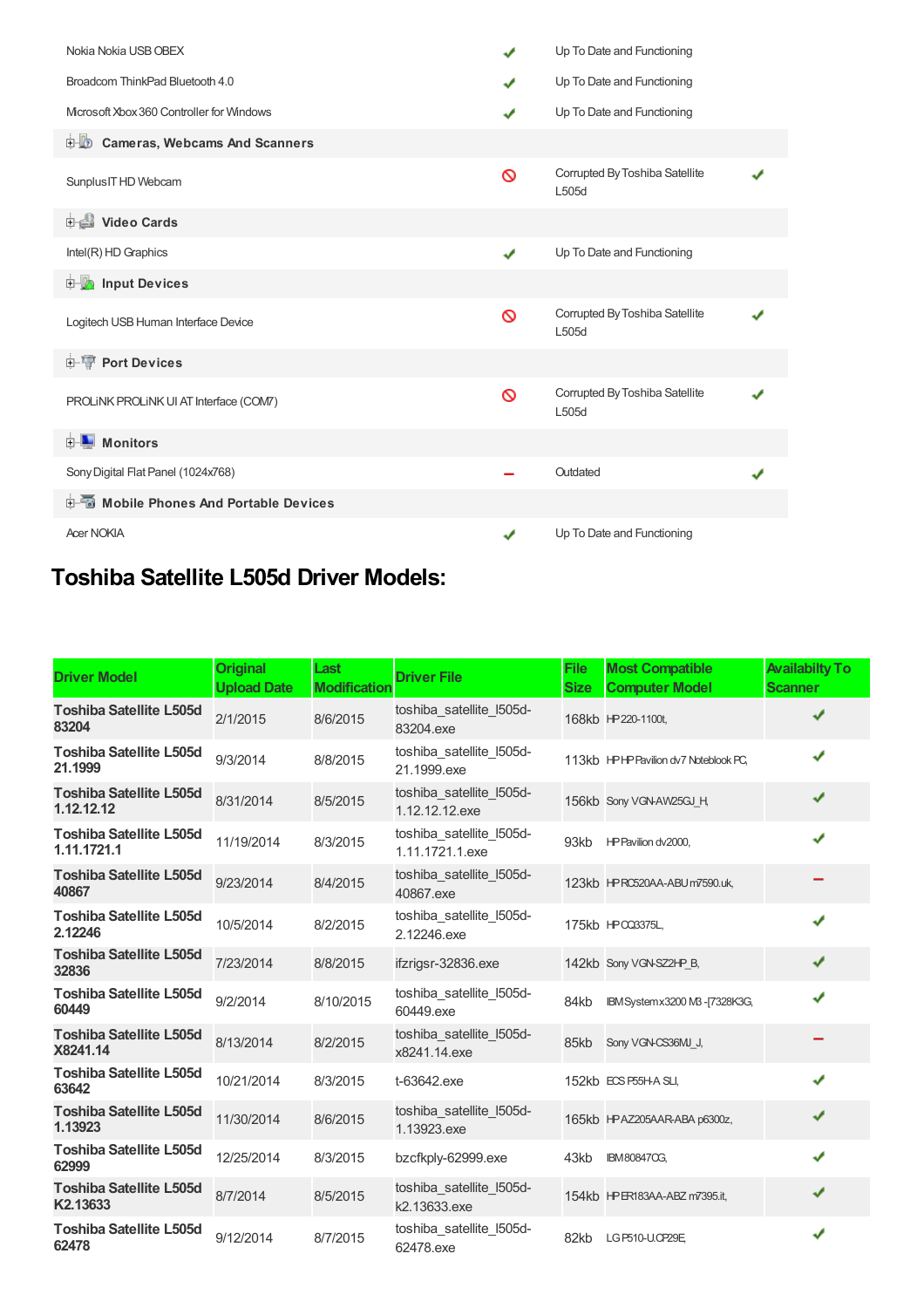| | | | |
|---|---|---|---|
| Nokia Nokia USB OBEX | ✔ | Up To Date and Functioning | |
| Broadcom ThinkPad Bluetooth 4.0 | ✔ | Up To Date and Functioning | |
| Microsoft Xbox 360 Controller for Windows | ✔ | Up To Date and Functioning | |
| **Cameras, Webcams And Scanners** | | | |
| SunplusIT HD Webcam | 🚫 | Corrupted By Toshiba Satellite L505d | ✔ |
| **Video Cards** | | | |
| Intel(R) HD Graphics | ✔ | Up To Date and Functioning | |
| **Input Devices** | | | |
| Logitech USB Human Interface Device | 🚫 | Corrupted By Toshiba Satellite L505d | ✔ |
| **Port Devices** | | | |
| PROLiNK PROLiNK UI AT Interface (COM7) | 🚫 | Corrupted By Toshiba Satellite L505d | ✔ |
| **Monitors** | | | |
| Sony Digital Flat Panel (1024x768) | – | Outdated | ✔ |
| **Mobile Phones And Portable Devices** | | | |
| Acer NOKIA | ✔ | Up To Date and Functioning | |

## Toshiba Satellite L505d Driver Models:

| Driver Model | Original Upload Date | Last Modification | Driver File | File Size | Most Compatible Computer Model | Availabilty To Scanner |
|---|---|---|---|---|---|---|
| **Toshiba Satellite L505d 83204** | 2/1/2015 | 8/6/2015 | toshiba_satellite_l505d-83204.exe | 168kb | HP 220-1100t, | ✔ |
| **Toshiba Satellite L505d 21.1999** | 9/3/2014 | 8/8/2015 | toshiba_satellite_l505d-21.1999.exe | 113kb | HP HP Pavilion dv7 Notebook PC, | ✔ |
| **Toshiba Satellite L505d 1.12.12.12** | 8/31/2014 | 8/5/2015 | toshiba_satellite_l505d-1.12.12.12.exe | 156kb | Sony VGN-AW25GJ_H, | ✔ |
| **Toshiba Satellite L505d 1.11.1721.1** | 11/19/2014 | 8/3/2015 | toshiba_satellite_l505d-1.11.1721.1.exe | 93kb | HP Pavilion dv2000, | ✔ |
| **Toshiba Satellite L505d 40867** | 9/23/2014 | 8/4/2015 | toshiba_satellite_l505d-40867.exe | 123kb | HP RC520AA-ABU m7590.uk, | – |
| **Toshiba Satellite L505d 2.12246** | 10/5/2014 | 8/2/2015 | toshiba_satellite_l505d-2.12246.exe | 175kb | HP CQ3375L, | ✔ |
| **Toshiba Satellite L505d 32836** | 7/23/2014 | 8/8/2015 | ifzrigsr-32836.exe | 142kb | Sony VGN-SZ2HP_B, | ✔ |
| **Toshiba Satellite L505d 60449** | 9/2/2014 | 8/10/2015 | toshiba_satellite_l505d-60449.exe | 84kb | IBM System x3200 M3 -[7328K3G, | ✔ |
| **Toshiba Satellite L505d X8241.14** | 8/13/2014 | 8/2/2015 | toshiba_satellite_l505d-x8241.14.exe | 85kb | Sony VGN-CS36MJ_J, | – |
| **Toshiba Satellite L505d 63642** | 10/21/2014 | 8/3/2015 | t-63642.exe | 152kb | ECS P55H-A SLI, | ✔ |
| **Toshiba Satellite L505d 1.13923** | 11/30/2014 | 8/6/2015 | toshiba_satellite_l505d-1.13923.exe | 165kb | HP AZ205AAR-ABA p6300z, | ✔ |
| **Toshiba Satellite L505d 62999** | 12/25/2014 | 8/3/2015 | bzcfkply-62999.exe | 43kb | IBM 808470G, | ✔ |
| **Toshiba Satellite L505d K2.13633** | 8/7/2014 | 8/5/2015 | toshiba_satellite_l505d-k2.13633.exe | 154kb | HP ER183AA-ABZ m7395.it, | ✔ |
| **Toshiba Satellite L505d 62478** | 9/12/2014 | 8/7/2015 | toshiba_satellite_l505d-62478.exe | 82kb | LG P510-U.CP29E, | ✔ |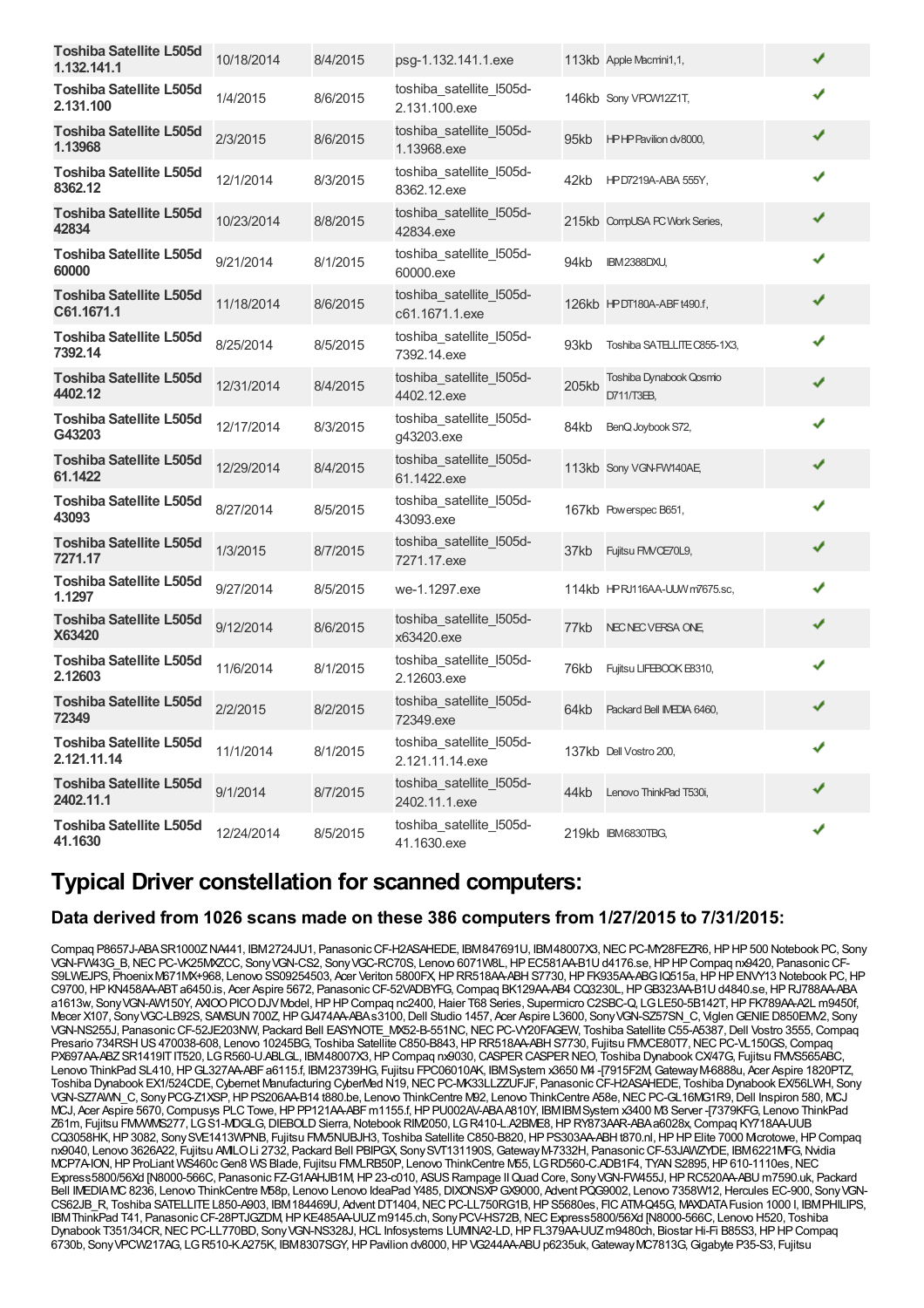| | | | | | | |
|---|---|---|---|---|---|---|
| **Toshiba Satellite L505d 1.132.141.1** | 10/18/2014 | 8/4/2015 | psg-1.132.141.1.exe | 113kb | Apple Macmini1,1, | ✔ |
| **Toshiba Satellite L505d 2.131.100** | 1/4/2015 | 8/6/2015 | toshiba_satellite_l505d-2.131.100.exe | 146kb | Sony VPCW12Z1T, | ✔ |
| **Toshiba Satellite L505d 1.13968** | 2/3/2015 | 8/6/2015 | toshiba_satellite_l505d-1.13968.exe | 95kb | HP HP Pavilion dv8000, | ✔ |
| **Toshiba Satellite L505d 8362.12** | 12/1/2014 | 8/3/2015 | toshiba_satellite_l505d-8362.12.exe | 42kb | HP D7219A-ABA 555Y, | ✔ |
| **Toshiba Satellite L505d 42834** | 10/23/2014 | 8/8/2015 | toshiba_satellite_l505d-42834.exe | 215kb | CompUSA PC Work Series, | ✔ |
| **Toshiba Satellite L505d 60000** | 9/21/2014 | 8/1/2015 | toshiba_satellite_l505d-60000.exe | 94kb | IBM 2388DXU, | ✔ |
| **Toshiba Satellite L505d C61.1671.1** | 11/18/2014 | 8/6/2015 | toshiba_satellite_l505d-c61.1671.1.exe | 126kb | HP DT180A-ABF t490.f, | ✔ |
| **Toshiba Satellite L505d 7392.14** | 8/25/2014 | 8/5/2015 | toshiba_satellite_l505d-7392.14.exe | 93kb | Toshiba SATELLITE C855-1X3, | ✔ |
| **Toshiba Satellite L505d 4402.12** | 12/31/2014 | 8/4/2015 | toshiba_satellite_l505d-4402.12.exe | 205kb | Toshiba Dynabook Qosmio D711/T3EB, | ✔ |
| **Toshiba Satellite L505d G43203** | 12/17/2014 | 8/3/2015 | toshiba_satellite_l505d-g43203.exe | 84kb | BenQ Joybook S72, | ✔ |
| **Toshiba Satellite L505d 61.1422** | 12/29/2014 | 8/4/2015 | toshiba_satellite_l505d-61.1422.exe | 113kb | Sony VGN-FW140AE, | ✔ |
| **Toshiba Satellite L505d 43093** | 8/27/2014 | 8/5/2015 | toshiba_satellite_l505d-43093.exe | 167kb | Powerspec B651, | ✔ |
| **Toshiba Satellite L505d 7271.17** | 1/3/2015 | 8/7/2015 | toshiba_satellite_l505d-7271.17.exe | 37kb | Fujitsu FMVCE70L9, | ✔ |
| **Toshiba Satellite L505d 1.1297** | 9/27/2014 | 8/5/2015 | we-1.1297.exe | 114kb | HP RJ116AA-UUW m7675.sc, | ✔ |
| **Toshiba Satellite L505d X63420** | 9/12/2014 | 8/6/2015 | toshiba_satellite_l505d-x63420.exe | 77kb | NEC NEC VERSA ONE, | ✔ |
| **Toshiba Satellite L505d 2.12603** | 11/6/2014 | 8/1/2015 | toshiba_satellite_l505d-2.12603.exe | 76kb | Fujitsu LIFEBOOK E8310, | ✔ |
| **Toshiba Satellite L505d 72349** | 2/2/2015 | 8/2/2015 | toshiba_satellite_l505d-72349.exe | 64kb | Packard Bell IMEDIA 6460, | ✔ |
| **Toshiba Satellite L505d 2.121.11.14** | 11/1/2014 | 8/1/2015 | toshiba_satellite_l505d-2.121.11.14.exe | 137kb | Dell Vostro 200, | ✔ |
| **Toshiba Satellite L505d 2402.11.1** | 9/1/2014 | 8/7/2015 | toshiba_satellite_l505d-2402.11.1.exe | 44kb | Lenovo ThinkPad T530i, | ✔ |
| **Toshiba Satellite L505d 41.1630** | 12/24/2014 | 8/5/2015 | toshiba_satellite_l505d-41.1630.exe | 219kb | IBM 6830TBG, | ✔ |

## Typical Driver constellation for scanned computers:

### Data derived from 1026 scans made on these 386 computers from 1/27/2015 to 7/31/2015:

Compaq P8657J-ABA SR1000Z NA441, IBM 2724JU1, Panasonic CF-H2ASAHEDE, IBM 847691U, IBM 48007X3, NEC PC-MY28FEZR6, HP HP 500 Notebook PC, Sony VGN-FW43G_B, NEC PC-VK25MXZCC, Sony VGN-CS2, Sony VGC-RC70S, Lenovo 6071W8L, HP EC581AA-B1U d4176.se, HP HP Compaq nx9420, Panasonic CF-S9LWEJPS, Phoenix M671MX+968, Lenovo SS09254503, Acer Veriton 5800FX, HP RR518AA-ABH S7730, HP FK935AA-ABG IQ515a, HP HP ENVY13 Notebook PC, HP C9700, HP KN458AA-ABT a6450.is, Acer Aspire 5672, Panasonic CF-52VADBYFG, Compaq BK129AA-AB4 CQ3230L, HP GB323AA-B1U d4840.se, HP RJ788AA-ABA a1613w, Sony VGN-AW150Y, AXIOO PICO DJV Model, HP HP Compaq nc2400, Haier T68 Series, Supermicro C2SBC-Q, LG LE50-5B142T, HP FK789AA-A2L m9450f, Mecer X107, Sony VGC-LB92S, SAMSUN 700Z, HP GJ474AA-ABA s3100, Dell Studio 1457, Acer Aspire L3600, Sony VGN-SZ57SN_C, Viglen GENIE D850EMV2, Sony VGN-NS255J, Panasonic CF-52JE203NW, Packard Bell EASYNOTE_MX52-B-551NC, NEC PC-VY20FAGEW, Toshiba Satellite C55-A5387, Dell Vostro 3555, Compaq Presario 734RSH US 470038-608, Lenovo 10245BG, Toshiba Satellite C850-B843, HP RR518AA-ABH S7730, Fujitsu FMVCE80T7, NEC PC-VL150GS, Compaq PX697AA-ABZ SR1419IT IT520, LG R560-U.ABLGL, IBM 48007X3, HP Compaq nx9030, CASPER CASPER NEO, Toshiba Dynabook CX/47G, Fujitsu FMVS565ABC, Lenovo ThinkPad SL410, HP GL327AA-ABF a6115.f, IBM 23739HG, Fujitsu FPC06010AK, IBM System x3650 M4 -[7915F2M, Gateway M-6888u, Acer Aspire 1820PTZ, Toshiba Dynabook EX1/524CDE, Cybernet Manufacturing CyberMed N19, NEC PC-MK33LLZZUFJF, Panasonic CF-H2ASAHEDE, Toshiba Dynabook EX/56LWH, Sony VGN-SZ7AWN_C, Sony PCG-Z1XSP, HP PS206AA-B14 t880.be, Lenovo ThinkCentre M92, Lenovo ThinkCentre A58e, NEC PC-GL16MG1R9, Dell Inspiron 580, MCJ MCJ, Acer Aspire 5670, Compusys PLC Towe, HP PP121AA-ABF m1155.f, HP PU002AV-ABA A810Y, IBM IBM System x3400 M3 Server -[7379KFG, Lenovo ThinkPad Z61m, Fujitsu FMVNMS277, LG S1-MDGLG, DIEBOLD Sierra, Notebook RIM2050, LG R410-L.A2BME8, HP RY873AAR-ABA a6028x, Compaq KY718AA-UUB CQ3058HK, HP 3082, Sony SVE1413WPNB, Fujitsu FMVSNUBJH3, Toshiba Satellite C850-B820, HP PS303AA-ABH t870.nl, HP HP Elite 7000 Microtowe, HP Compaq nx9040, Lenovo 3626A22, Fujitsu AMILO Li 2732, Packard Bell PBIPGX, Sony SVT131190S, Gateway M-7332H, Panasonic CF-53JAWZYDE, IBM 6221MFG, Nvidia MCP7A-ION, HP ProLiant WS460c Gen8 WS Blade, Fujitsu FMLRB50P, Lenovo ThinkCentre M55, LG RD560-C.ADB1F4, TYAN S2895, HP 610-1110es, NEC Express5800/56Xd [N8000-566C, Panasonic FZ-G1AAHJB1M, HP 23-c010, ASUS Rampage II Quad Core, Sony VGN-FW455J, HP RC520AA-ABU m7590.uk, Packard Bell IMEDIA MC 8236, Lenovo ThinkCentre M58p, Lenovo Lenovo IdeaPad Y485, DIXONSXP GX9000, Advent PQG9002, Lenovo 7358W12, Hercules EC-900, Sony VGN-CS62JB_R, Toshiba SATELLITE L850-A903, IBM 184469U, Advent DT1404, NEC PC-LL750RG1B, HP S5680es, FIC ATM-Q45G, MAXDATA Fusion 1000 I, IBM PHILIPS, IBM ThinkPad T41, Panasonic CF-28PTJGZDM, HP KE485AA-UUZ m9145.ch, Sony PCV-HS72B, NEC Express5800/56Xd [N8000-566C, Lenovo H520, Toshiba Dynabook T351/34CR, NEC PC-LL770BD, Sony VGN-NS328J, HCL Infosystems LUMINA2-LD, HP FL379AA-UUZ m9480ch, Biostar Hi-Fi B85S3, HP HP Compaq 6730b, Sony VPCW217AG, LG R510-K.A275K, IBM 8307SGY, HP Pavilion dv8000, HP VG244AA-ABU p6235uk, Gateway MC7813G, Gigabyte P35-S3, Fujitsu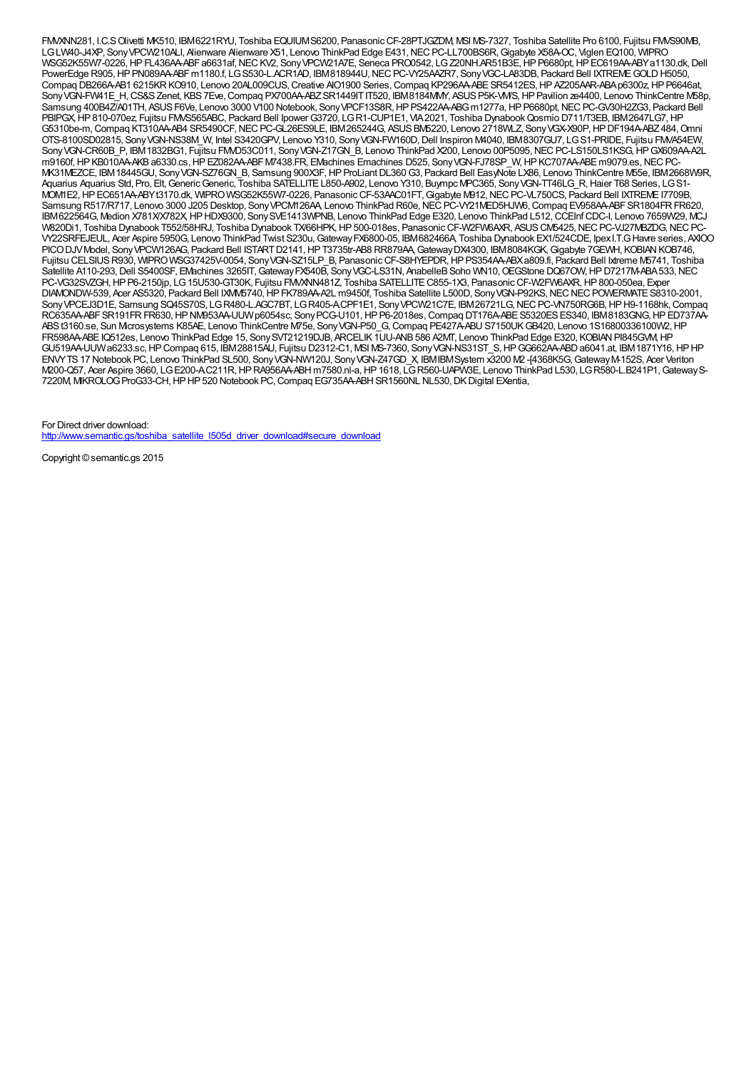FMVXNN281, I.C.S Olivetti MK510, IBM 6221RYU, Toshiba EQUIUM S6200, Panasonic CF-28PTJGZDM, MSI MS-7327, Toshiba Satellite Pro 6100, Fujitsu FMVS90MB, LG LW40-J4XP, Sony VPCW210ALI, Alienware Alienware X51, Lenovo ThinkPad Edge E431, NEC PC-LL700BS6R, Gigabyte X58A-OC, Viglen EQ100, WIPRO WSG52K55W7-0226, HP FL436AA-ABF a6631af, NEC KV2, Sony VPCW21A7E, Seneca PRO0542, LG Z20NH.AR51B3E, HP P6680pt, HP EC619AA-ABY a1130.dk, Dell PowerEdge R905, HP PN089AA-ABF m1180.f, LG S530-L.ACR1AD, IBM 818944U, NEC PC-VY25AAZR7, Sony VGC-LA83DB, Packard Bell IXTREME GOLD H5050, Compaq DB266A-AB1 6215KR KO910, Lenovo 20AL009CUS, Creative AIO1900 Series, Compaq KP296AA-ABE SR5412ES, HP AZ205AAR-ABA p6300z, HP P6646at, Sony VGN-FW41E_H, CS&S Zenet, KBS 7Eve, Compaq PX700AA-ABZ SR1449IT IT520, IBM 8184MMY, ASUS P5K-VM/S, HP Pavilion ze4400, Lenovo ThinkCentre M58p, Samsung 400B4Z/A01TH, ASUS F6Ve, Lenovo 3000 V100 Notebook, Sony VPCF13S8R, HP PS422AA-ABG m1277a, HP P6680pt, NEC PC-GV30H2ZG3, Packard Bell PBIPGX, HP 810-070ez, Fujitsu FMVS565ABC, Packard Bell Ipower G3720, LG R1-CUP1E1, VIA 2021, Toshiba Dynabook Qosmio D711/T3EB, IBM 2647LG7, HP G5310be-m, Compaq KT310AA-AB4 SR5490CF, NEC PC-GL26ES9LE, IBM 265244G, ASUS BM5220, Lenovo 2718WLZ, Sony VGX-X90P, HP DF194A-ABZ 484, Omni OTS-8100SD02815, Sony VGN-NS38M_W, Intel S3420GPV, Lenovo Y310, Sony VGN-FW160D, Dell Inspiron M4040, IBM 8307GU7, LG S1-PRIDE, Fujitsu FMVA54EW, Sony VGN-CR60B_P, IBM 1832BG1, Fujitsu FMVD53C011, Sony VGN-Z17GN_B, Lenovo ThinkPad X200, Lenovo 00P5095, NEC PC-LS150LS1KSG, HP GX609AA-A2L m9160f, HP KB010AA-AKB a6330.cs, HP EZ082AA-ABF M7438.FR, EMachines Emachines D525, Sony VGN-FJ78SP_W, HP KC707AA-ABE m9079.es, NEC PC-MK31MEZCE, IBM 18445GU, Sony VGN-SZ76GN_B, Samsung 900X3F, HP ProLiant DL360 G3, Packard Bell EasyNote LX86, Lenovo ThinkCentre M55e, IBM 2668W9R, Aquarius Aquarius Std, Pro, Elt, Generic Generic, Toshiba SATELLITE L850-A902, Lenovo Y310, Buympc MPC365, Sony VGN-TT46LG_R, Haier T68 Series, LG S1-MOM1E2, HP EC651AA-ABY t3170.dk, WIPRO WSG52K55W7-0226, Panasonic CF-53AAC01FT, Gigabyte M912, NEC PC-VL750CS, Packard Bell IXTREME I7709B, Samsung R517/R717, Lenovo 3000 J205 Desktop, Sony VPCM126AA, Lenovo ThinkPad R60e, NEC PC-VY21MED5HJW6, Compaq EV958AA-ABF SR1804FR FR620, IBM 622564G, Medion X781X/X782X, HP HDX9300, Sony SVE1413WPNB, Lenovo ThinkPad Edge E320, Lenovo ThinkPad L512, CCEInf CDC-I, Lenovo 7659W29, MCJ W820Di1, Toshiba Dynabook T552/58HRJ, Toshiba Dynabook TX/66HPK, HP 500-018es, Panasonic CF-W2FW6AXR, ASUS CM5425, NEC PC-VJ27MBZDG, NEC PC-VY22SRFEJEUL, Acer Aspire 5950G, Lenovo ThinkPad Twist S230u, Gateway FX6800-05, IBM 682466A, Toshiba Dynabook EX1/524CDE, Ipex I.T.G Havre series, AXIOO PICO DJV Model, Sony VPCW126AG, Packard Bell ISTART D2141, HP T3735tr-AB8 RR879AA, Gateway DX4300, IBM 8084KGK, Gigabyte 7GEWH, KOBIAN KOB746, Fujitsu CELSIUS R930, WIPRO WSG37425V-0054, Sony VGN-SZ15LP_B, Panasonic CF-S8HYEPDR, HP PS354AA-ABX a809.fi, Packard Bell Ixtreme M5741, Toshiba Satellite A110-293, Dell S5400SF, EMachines 3265IT, Gateway FX540B, Sony VGC-LS31N, AnabelleB Soho WN10, OEGStone DQ67OW, HP D7217M-ABA 533, NEC PC-VG32SVZGH, HP P6-2150jp, LG 15U530-GT30K, Fujitsu FMVXNN481Z, Toshiba SATELLITE C855-1X3, Panasonic CF-W2FW6AXR, HP 800-050ea, Exper DIAMONDW-539, Acer AS5320, Packard Bell IXMM5740, HP FK789AA-A2L m9450f, Toshiba Satellite L500D, Sony VGN-P92KS, NEC NEC POWERMATE S8310-2001, Sony VPCEJ3D1E, Samsung SQ45S70S, LG R480-L.AGC7BT, LG R405-A.CPF1E1, Sony VPCW21C7E, IBM 26721LG, NEC PC-VN750RG6B, HP H9-1168hk, Compaq RC635AA-ABF SR191FR FR630, HP NM953AA-UUW p6054sc, Sony PCG-U101, HP P6-2018es, Compaq DT176A-ABE S5320ES ES340, IBM 8183GNG, HP ED737AA-ABS t3160.se, Sun Microsystems K85AE, Lenovo ThinkCentre M75e, Sony VGN-P50_G, Compaq PE427A-ABU S7150UK GB420, Lenovo 1S16800336100W2, HP FR598AA-ABE IQ512es, Lenovo ThinkPad Edge 15, Sony SVT21219DJB, ARCELIK 1UU-ANB 586 A2MT, Lenovo ThinkPad Edge E320, KOBIAN PI845GVM, HP GU519AA-UUW a6233.sc, HP Compaq 615, IBM 28815AU, Fujitsu D2312-C1, MSI MS-7360, Sony VGN-NS31ST_S, HP GG662AA-ABD a6041.at, IBM 1871Y16, HP HP ENVY TS 17 Notebook PC, Lenovo ThinkPad SL500, Sony VGN-NW120J, Sony VGN-Z47GD_X, IBM IBM System x3200 M2 -[4368K5G, Gateway M-152S, Acer Veriton M200-Q57, Acer Aspire 3660, LG E200-A.C211R, HP RA956AA-ABH m7580.nl-a, HP 1618, LG R560-UAPW3E, Lenovo ThinkPad L530, LG R580-L.B241P1, Gateway S-7220M, MIKROLOG ProG33-CH, HP HP 520 Notebook PC, Compaq EG735AA-ABH SR1560NL NL530, DK Digital EXentia,

For Direct driver download:
http://www.semantic.gs/toshiba_satellite_l505d_driver_download#secure_download

Copyright © semantic.gs 2015